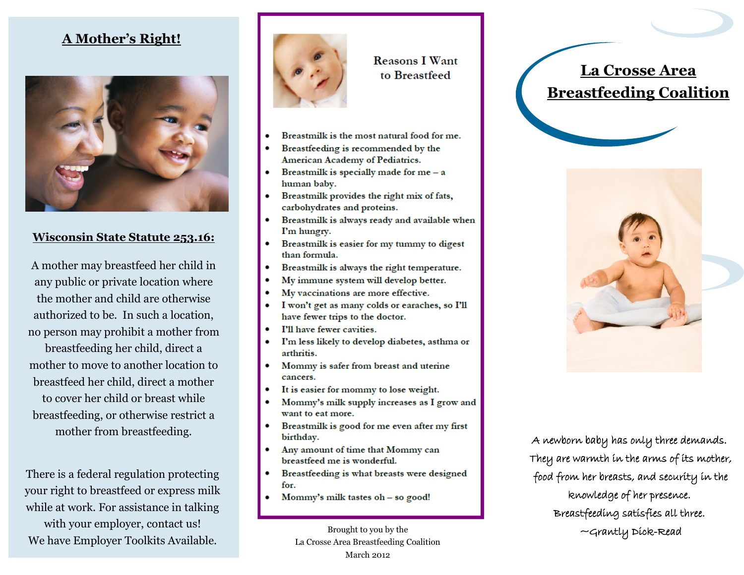## A Mother's Right!

### Wisconsin State Statute 253.16:

A mother may breastfeed her child in any public or private location where the mother and child are otherwise authorized to be. In such a location, no person may prohibit a mother from breastfeeding her child, direct a mother to move to another location to breastfeed her child, direct a mother to cover her child or breast while breastfeeding, or otherwise restrict a mother from breastfeeding.

There is a federal regulation protecting your right to breastfeed or express milk while at work. For assistance in talking with your employer, contact us! We have Employer Toolkits Available.

## Reasons I Want to Breastfeed

- Breastmilk is the most natural food for me.
- Breastfeeding is recommended by the American Academy of Pediatrics.
- Breastmilk is specially made for me – a human baby.
- Breastmilk provides the right mix of fats, carbohydrates and proteins.
- Breastmilk is always ready and available when I'm hungry.
- Breastmilk is easier for my tummy to digest than formula.
- Breastmilk is always the right temperature.
- My immune system will develop better.
- My vaccinations are more effective.
- I won't get as many colds or earaches, so I'll have fewer trips to the doctor.
- I'll have fewer cavities.
- I'm less likely to develop diabetes, asthma or arthritis.
- Mommy is safer from breast and uterine cancers.
- It is easier for mommy to lose weight.
- Mommy's milk supply increases as I grow and want to eat more.
- Breastmilk is good for me even after my first birthday.
- Any amount of time that Mommy can breastfeed me is wonderful.
- Breastfeeding is what breasts were designed for.
- Mommy's milk tastes oh – so good!

Brought to you by the
La Crosse Area Breastfeeding Coalition
March 2012

# La Crosse Area Breastfeeding Coalition

*A newborn baby has only three demands. They are warmth in the arms of its mother, food from her breasts, and security in the knowledge of her presence. Breastfeeding satisfies all three.*
*~Grantly Dick-Read*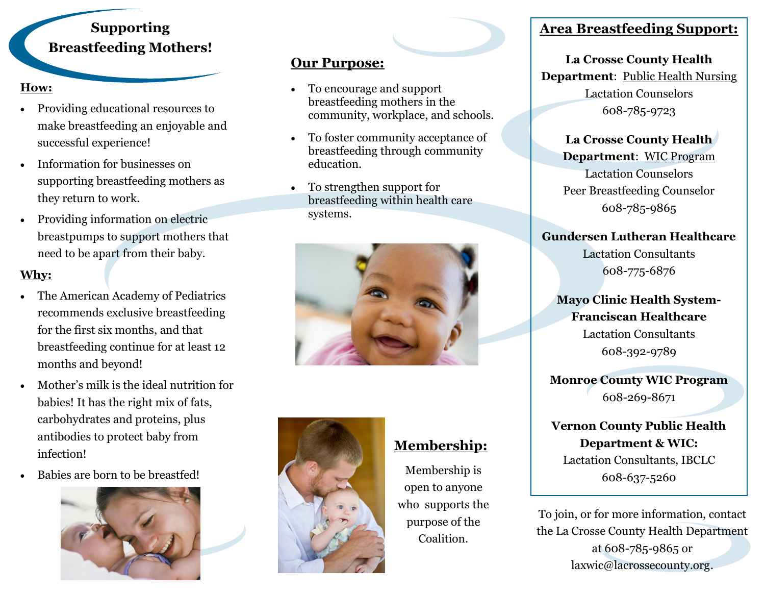## Supporting Breastfeeding Mothers!

**How:**

- Providing educational resources to make breastfeeding an enjoyable and successful experience!
- Information for businesses on supporting breastfeeding mothers as they return to work.
- Providing information on electric breastpumps to support mothers that need to be apart from their baby.

**Why:**

- The American Academy of Pediatrics recommends exclusive breastfeeding for the first six months, and that breastfeeding continue for at least 12 months and beyond!
- Mother's milk is the ideal nutrition for babies! It has the right mix of fats, carbohydrates and proteins, plus antibodies to protect baby from infection!
- Babies are born to be breastfed!

## Our Purpose:

- To encourage and support breastfeeding mothers in the community, workplace, and schools.
- To foster community acceptance of breastfeeding through community education.
- To strengthen support for breastfeeding within health care systems.

## Membership:

Membership is open to anyone who supports the purpose of the Coalition.

## Area Breastfeeding Support:

**La Crosse County Health Department**: Public Health Nursing
Lactation Counselors
608-785-9723

**La Crosse County Health Department**: WIC Program
Lactation Counselors
Peer Breastfeeding Counselor
608-785-9865

**Gundersen Lutheran Healthcare**
Lactation Consultants
608-775-6876

**Mayo Clinic Health System-Franciscan Healthcare**
Lactation Consultants
608-392-9789

**Monroe County WIC Program**
608-269-8671

**Vernon County Public Health Department & WIC:**
Lactation Consultants, IBCLC
608-637-5260

To join, or for more information, contact the La Crosse County Health Department at 608-785-9865 or laxwic@lacrossecounty.org.